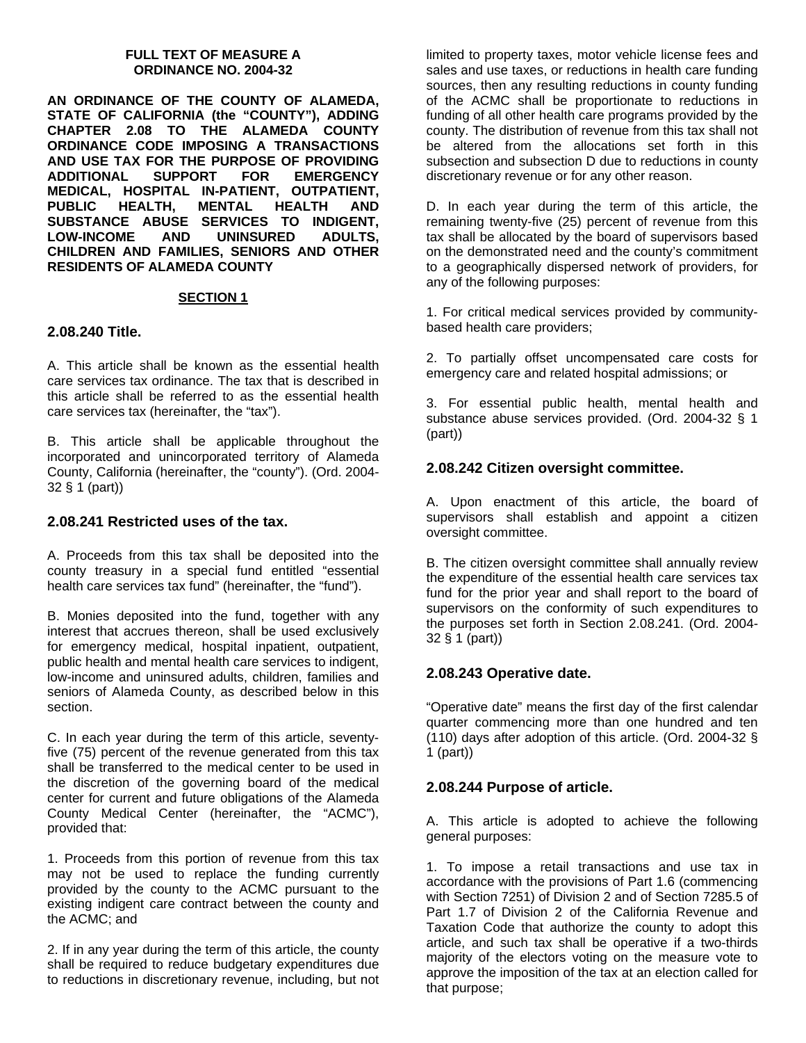**FULL TEXT OF MEASURE A**
**ORDINANCE NO. 2004-32**

**AN ORDINANCE OF THE COUNTY OF ALAMEDA, STATE OF CALIFORNIA (the "COUNTY"), ADDING CHAPTER 2.08 TO THE ALAMEDA COUNTY ORDINANCE CODE IMPOSING A TRANSACTIONS AND USE TAX FOR THE PURPOSE OF PROVIDING ADDITIONAL SUPPORT FOR EMERGENCY MEDICAL, HOSPITAL IN-PATIENT, OUTPATIENT, PUBLIC HEALTH, MENTAL HEALTH AND SUBSTANCE ABUSE SERVICES TO INDIGENT, LOW-INCOME AND UNINSURED ADULTS, CHILDREN AND FAMILIES, SENIORS AND OTHER RESIDENTS OF ALAMEDA COUNTY**

**SECTION 1**

## 2.08.240 Title.

A. This article shall be known as the essential health care services tax ordinance. The tax that is described in this article shall be referred to as the essential health care services tax (hereinafter, the "tax").

B. This article shall be applicable throughout the incorporated and unincorporated territory of Alameda County, California (hereinafter, the "county"). (Ord. 2004-32 § 1 (part))

## 2.08.241 Restricted uses of the tax.

A. Proceeds from this tax shall be deposited into the county treasury in a special fund entitled "essential health care services tax fund" (hereinafter, the "fund").

B. Monies deposited into the fund, together with any interest that accrues thereon, shall be used exclusively for emergency medical, hospital inpatient, outpatient, public health and mental health care services to indigent, low-income and uninsured adults, children, families and seniors of Alameda County, as described below in this section.

C. In each year during the term of this article, seventy-five (75) percent of the revenue generated from this tax shall be transferred to the medical center to be used in the discretion of the governing board of the medical center for current and future obligations of the Alameda County Medical Center (hereinafter, the "ACMC"), provided that:

1. Proceeds from this portion of revenue from this tax may not be used to replace the funding currently provided by the county to the ACMC pursuant to the existing indigent care contract between the county and the ACMC; and

2. If in any year during the term of this article, the county shall be required to reduce budgetary expenditures due to reductions in discretionary revenue, including, but not limited to property taxes, motor vehicle license fees and sales and use taxes, or reductions in health care funding sources, then any resulting reductions in county funding of the ACMC shall be proportionate to reductions in funding of all other health care programs provided by the county. The distribution of revenue from this tax shall not be altered from the allocations set forth in this subsection and subsection D due to reductions in county discretionary revenue or for any other reason.

D. In each year during the term of this article, the remaining twenty-five (25) percent of revenue from this tax shall be allocated by the board of supervisors based on the demonstrated need and the county's commitment to a geographically dispersed network of providers, for any of the following purposes:

1. For critical medical services provided by community-based health care providers;

2. To partially offset uncompensated care costs for emergency care and related hospital admissions; or

3. For essential public health, mental health and substance abuse services provided. (Ord. 2004-32 § 1 (part))

## 2.08.242 Citizen oversight committee.

A. Upon enactment of this article, the board of supervisors shall establish and appoint a citizen oversight committee.

B. The citizen oversight committee shall annually review the expenditure of the essential health care services tax fund for the prior year and shall report to the board of supervisors on the conformity of such expenditures to the purposes set forth in Section 2.08.241. (Ord. 2004-32 § 1 (part))

## 2.08.243 Operative date.

"Operative date" means the first day of the first calendar quarter commencing more than one hundred and ten (110) days after adoption of this article. (Ord. 2004-32 § 1 (part))

## 2.08.244 Purpose of article.

A. This article is adopted to achieve the following general purposes:

1. To impose a retail transactions and use tax in accordance with the provisions of Part 1.6 (commencing with Section 7251) of Division 2 and of Section 7285.5 of Part 1.7 of Division 2 of the California Revenue and Taxation Code that authorize the county to adopt this article, and such tax shall be operative if a two-thirds majority of the electors voting on the measure vote to approve the imposition of the tax at an election called for that purpose;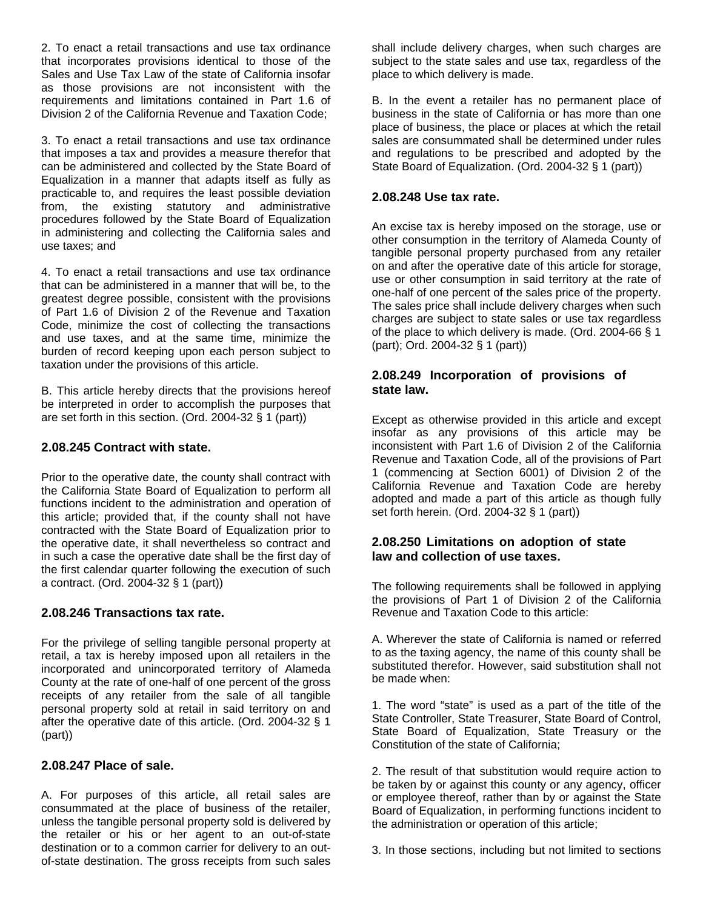2. To enact a retail transactions and use tax ordinance that incorporates provisions identical to those of the Sales and Use Tax Law of the state of California insofar as those provisions are not inconsistent with the requirements and limitations contained in Part 1.6 of Division 2 of the California Revenue and Taxation Code;

3. To enact a retail transactions and use tax ordinance that imposes a tax and provides a measure therefor that can be administered and collected by the State Board of Equalization in a manner that adapts itself as fully as practicable to, and requires the least possible deviation from, the existing statutory and administrative procedures followed by the State Board of Equalization in administering and collecting the California sales and use taxes; and

4. To enact a retail transactions and use tax ordinance that can be administered in a manner that will be, to the greatest degree possible, consistent with the provisions of Part 1.6 of Division 2 of the Revenue and Taxation Code, minimize the cost of collecting the transactions and use taxes, and at the same time, minimize the burden of record keeping upon each person subject to taxation under the provisions of this article.

B. This article hereby directs that the provisions hereof be interpreted in order to accomplish the purposes that are set forth in this section. (Ord. 2004-32 § 1 (part))

### 2.08.245 Contract with state.

Prior to the operative date, the county shall contract with the California State Board of Equalization to perform all functions incident to the administration and operation of this article; provided that, if the county shall not have contracted with the State Board of Equalization prior to the operative date, it shall nevertheless so contract and in such a case the operative date shall be the first day of the first calendar quarter following the execution of such a contract. (Ord. 2004-32 § 1 (part))

### 2.08.246 Transactions tax rate.

For the privilege of selling tangible personal property at retail, a tax is hereby imposed upon all retailers in the incorporated and unincorporated territory of Alameda County at the rate of one-half of one percent of the gross receipts of any retailer from the sale of all tangible personal property sold at retail in said territory on and after the operative date of this article. (Ord. 2004-32 § 1 (part))

### 2.08.247 Place of sale.

A. For purposes of this article, all retail sales are consummated at the place of business of the retailer, unless the tangible personal property sold is delivered by the retailer or his or her agent to an out-of-state destination or to a common carrier for delivery to an out-of-state destination. The gross receipts from such sales shall include delivery charges, when such charges are subject to the state sales and use tax, regardless of the place to which delivery is made.

B. In the event a retailer has no permanent place of business in the state of California or has more than one place of business, the place or places at which the retail sales are consummated shall be determined under rules and regulations to be prescribed and adopted by the State Board of Equalization. (Ord. 2004-32 § 1 (part))

### 2.08.248 Use tax rate.

An excise tax is hereby imposed on the storage, use or other consumption in the territory of Alameda County of tangible personal property purchased from any retailer on and after the operative date of this article for storage, use or other consumption in said territory at the rate of one-half of one percent of the sales price of the property. The sales price shall include delivery charges when such charges are subject to state sales or use tax regardless of the place to which delivery is made. (Ord. 2004-66 § 1 (part); Ord. 2004-32 § 1 (part))

### 2.08.249 Incorporation of provisions of state law.

Except as otherwise provided in this article and except insofar as any provisions of this article may be inconsistent with Part 1.6 of Division 2 of the California Revenue and Taxation Code, all of the provisions of Part 1 (commencing at Section 6001) of Division 2 of the California Revenue and Taxation Code are hereby adopted and made a part of this article as though fully set forth herein. (Ord. 2004-32 § 1 (part))

### 2.08.250 Limitations on adoption of state law and collection of use taxes.

The following requirements shall be followed in applying the provisions of Part 1 of Division 2 of the California Revenue and Taxation Code to this article:

A. Wherever the state of California is named or referred to as the taxing agency, the name of this county shall be substituted therefor. However, said substitution shall not be made when:

1. The word "state" is used as a part of the title of the State Controller, State Treasurer, State Board of Control, State Board of Equalization, State Treasury or the Constitution of the state of California;

2. The result of that substitution would require action to be taken by or against this county or any agency, officer or employee thereof, rather than by or against the State Board of Equalization, in performing functions incident to the administration or operation of this article;

3. In those sections, including but not limited to sections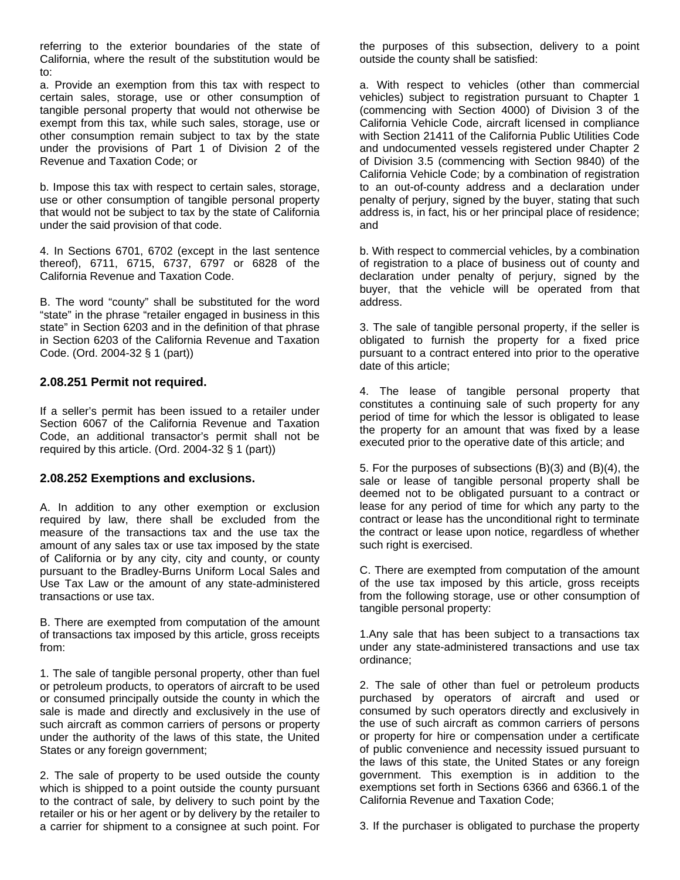referring to the exterior boundaries of the state of California, where the result of the substitution would be to:

a. Provide an exemption from this tax with respect to certain sales, storage, use or other consumption of tangible personal property that would not otherwise be exempt from this tax, while such sales, storage, use or other consumption remain subject to tax by the state under the provisions of Part 1 of Division 2 of the Revenue and Taxation Code; or

b. Impose this tax with respect to certain sales, storage, use or other consumption of tangible personal property that would not be subject to tax by the state of California under the said provision of that code.

4. In Sections 6701, 6702 (except in the last sentence thereof), 6711, 6715, 6737, 6797 or 6828 of the California Revenue and Taxation Code.

B. The word "county" shall be substituted for the word "state" in the phrase "retailer engaged in business in this state" in Section 6203 and in the definition of that phrase in Section 6203 of the California Revenue and Taxation Code. (Ord. 2004-32 § 1 (part))

### 2.08.251 Permit not required.

If a seller's permit has been issued to a retailer under Section 6067 of the California Revenue and Taxation Code, an additional transactor's permit shall not be required by this article. (Ord. 2004-32 § 1 (part))

### 2.08.252 Exemptions and exclusions.

A. In addition to any other exemption or exclusion required by law, there shall be excluded from the measure of the transactions tax and the use tax the amount of any sales tax or use tax imposed by the state of California or by any city, city and county, or county pursuant to the Bradley-Burns Uniform Local Sales and Use Tax Law or the amount of any state-administered transactions or use tax.

B. There are exempted from computation of the amount of transactions tax imposed by this article, gross receipts from:

1. The sale of tangible personal property, other than fuel or petroleum products, to operators of aircraft to be used or consumed principally outside the county in which the sale is made and directly and exclusively in the use of such aircraft as common carriers of persons or property under the authority of the laws of this state, the United States or any foreign government;

2. The sale of property to be used outside the county which is shipped to a point outside the county pursuant to the contract of sale, by delivery to such point by the retailer or his or her agent or by delivery by the retailer to a carrier for shipment to a consignee at such point. For the purposes of this subsection, delivery to a point outside the county shall be satisfied:

a. With respect to vehicles (other than commercial vehicles) subject to registration pursuant to Chapter 1 (commencing with Section 4000) of Division 3 of the California Vehicle Code, aircraft licensed in compliance with Section 21411 of the California Public Utilities Code and undocumented vessels registered under Chapter 2 of Division 3.5 (commencing with Section 9840) of the California Vehicle Code; by a combination of registration to an out-of-county address and a declaration under penalty of perjury, signed by the buyer, stating that such address is, in fact, his or her principal place of residence; and

b. With respect to commercial vehicles, by a combination of registration to a place of business out of county and declaration under penalty of perjury, signed by the buyer, that the vehicle will be operated from that address.

3. The sale of tangible personal property, if the seller is obligated to furnish the property for a fixed price pursuant to a contract entered into prior to the operative date of this article;

4. The lease of tangible personal property that constitutes a continuing sale of such property for any period of time for which the lessor is obligated to lease the property for an amount that was fixed by a lease executed prior to the operative date of this article; and

5. For the purposes of subsections (B)(3) and (B)(4), the sale or lease of tangible personal property shall be deemed not to be obligated pursuant to a contract or lease for any period of time for which any party to the contract or lease has the unconditional right to terminate the contract or lease upon notice, regardless of whether such right is exercised.

C. There are exempted from computation of the amount of the use tax imposed by this article, gross receipts from the following storage, use or other consumption of tangible personal property:

1.Any sale that has been subject to a transactions tax under any state-administered transactions and use tax ordinance;

2. The sale of other than fuel or petroleum products purchased by operators of aircraft and used or consumed by such operators directly and exclusively in the use of such aircraft as common carriers of persons or property for hire or compensation under a certificate of public convenience and necessity issued pursuant to the laws of this state, the United States or any foreign government. This exemption is in addition to the exemptions set forth in Sections 6366 and 6366.1 of the California Revenue and Taxation Code;

3. If the purchaser is obligated to purchase the property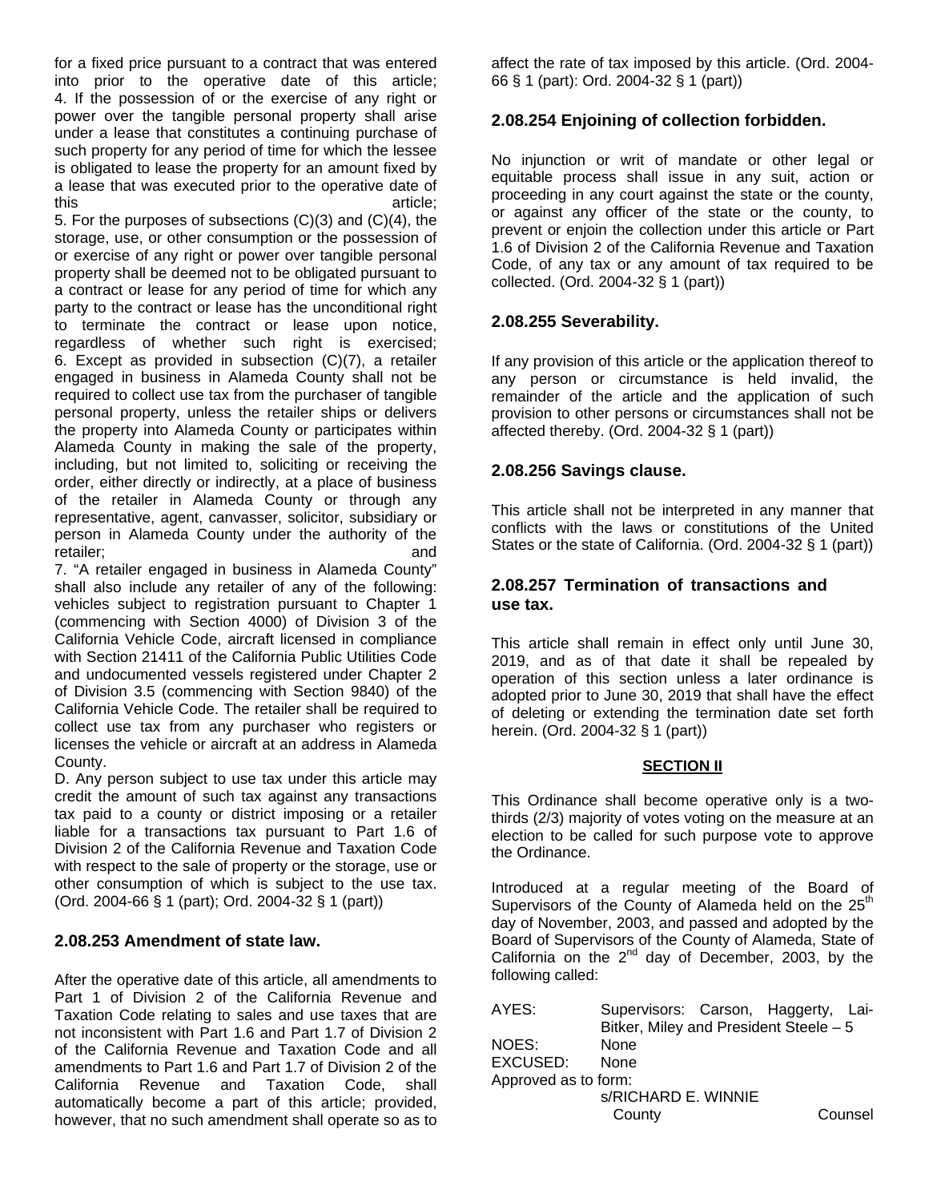for a fixed price pursuant to a contract that was entered into prior to the operative date of this article;

4. If the possession of or the exercise of any right or power over the tangible personal property shall arise under a lease that constitutes a continuing purchase of such property for any period of time for which the lessee is obligated to lease the property for an amount fixed by a lease that was executed prior to the operative date of this article;

5. For the purposes of subsections (C)(3) and (C)(4), the storage, use, or other consumption or the possession of or exercise of any right or power over tangible personal property shall be deemed not to be obligated pursuant to a contract or lease for any period of time for which any party to the contract or lease has the unconditional right to terminate the contract or lease upon notice, regardless of whether such right is exercised;

6. Except as provided in subsection (C)(7), a retailer engaged in business in Alameda County shall not be required to collect use tax from the purchaser of tangible personal property, unless the retailer ships or delivers the property into Alameda County or participates within Alameda County in making the sale of the property, including, but not limited to, soliciting or receiving the order, either directly or indirectly, at a place of business of the retailer in Alameda County or through any representative, agent, canvasser, solicitor, subsidiary or person in Alameda County under the authority of the retailer; and

7. "A retailer engaged in business in Alameda County" shall also include any retailer of any of the following: vehicles subject to registration pursuant to Chapter 1 (commencing with Section 4000) of Division 3 of the California Vehicle Code, aircraft licensed in compliance with Section 21411 of the California Public Utilities Code and undocumented vessels registered under Chapter 2 of Division 3.5 (commencing with Section 9840) of the California Vehicle Code. The retailer shall be required to collect use tax from any purchaser who registers or licenses the vehicle or aircraft at an address in Alameda County.

D. Any person subject to use tax under this article may credit the amount of such tax against any transactions tax paid to a county or district imposing or a retailer liable for a transactions tax pursuant to Part 1.6 of Division 2 of the California Revenue and Taxation Code with respect to the sale of property or the storage, use or other consumption of which is subject to the use tax. (Ord. 2004-66 § 1 (part); Ord. 2004-32 § 1 (part))

### 2.08.253 Amendment of state law.

After the operative date of this article, all amendments to Part 1 of Division 2 of the California Revenue and Taxation Code relating to sales and use taxes that are not inconsistent with Part 1.6 and Part 1.7 of Division 2 of the California Revenue and Taxation Code and all amendments to Part 1.6 and Part 1.7 of Division 2 of the California Revenue and Taxation Code, shall automatically become a part of this article; provided, however, that no such amendment shall operate so as to affect the rate of tax imposed by this article. (Ord. 2004-66 § 1 (part): Ord. 2004-32 § 1 (part))

### 2.08.254 Enjoining of collection forbidden.

No injunction or writ of mandate or other legal or equitable process shall issue in any suit, action or proceeding in any court against the state or the county, or against any officer of the state or the county, to prevent or enjoin the collection under this article or Part 1.6 of Division 2 of the California Revenue and Taxation Code, of any tax or any amount of tax required to be collected. (Ord. 2004-32 § 1 (part))

### 2.08.255 Severability.

If any provision of this article or the application thereof to any person or circumstance is held invalid, the remainder of the article and the application of such provision to other persons or circumstances shall not be affected thereby. (Ord. 2004-32 § 1 (part))

### 2.08.256 Savings clause.

This article shall not be interpreted in any manner that conflicts with the laws or constitutions of the United States or the state of California. (Ord. 2004-32 § 1 (part))

### 2.08.257 Termination of transactions and use tax.

This article shall remain in effect only until June 30, 2019, and as of that date it shall be repealed by operation of this section unless a later ordinance is adopted prior to June 30, 2019 that shall have the effect of deleting or extending the termination date set forth herein. (Ord. 2004-32 § 1 (part))

**SECTION II**

This Ordinance shall become operative only is a two-thirds (2/3) majority of votes voting on the measure at an election to be called for such purpose vote to approve the Ordinance.

Introduced at a regular meeting of the Board of Supervisors of the County of Alameda held on the 25th day of November, 2003, and passed and adopted by the Board of Supervisors of the County of Alameda, State of California on the 2nd day of December, 2003, by the following called:

AYES: Supervisors: Carson, Haggerty, Lai-Bitker, Miley and President Steele – 5
NOES: None
EXCUSED: None

Approved as to form:
s/RICHARD E. WINNIE
County Counsel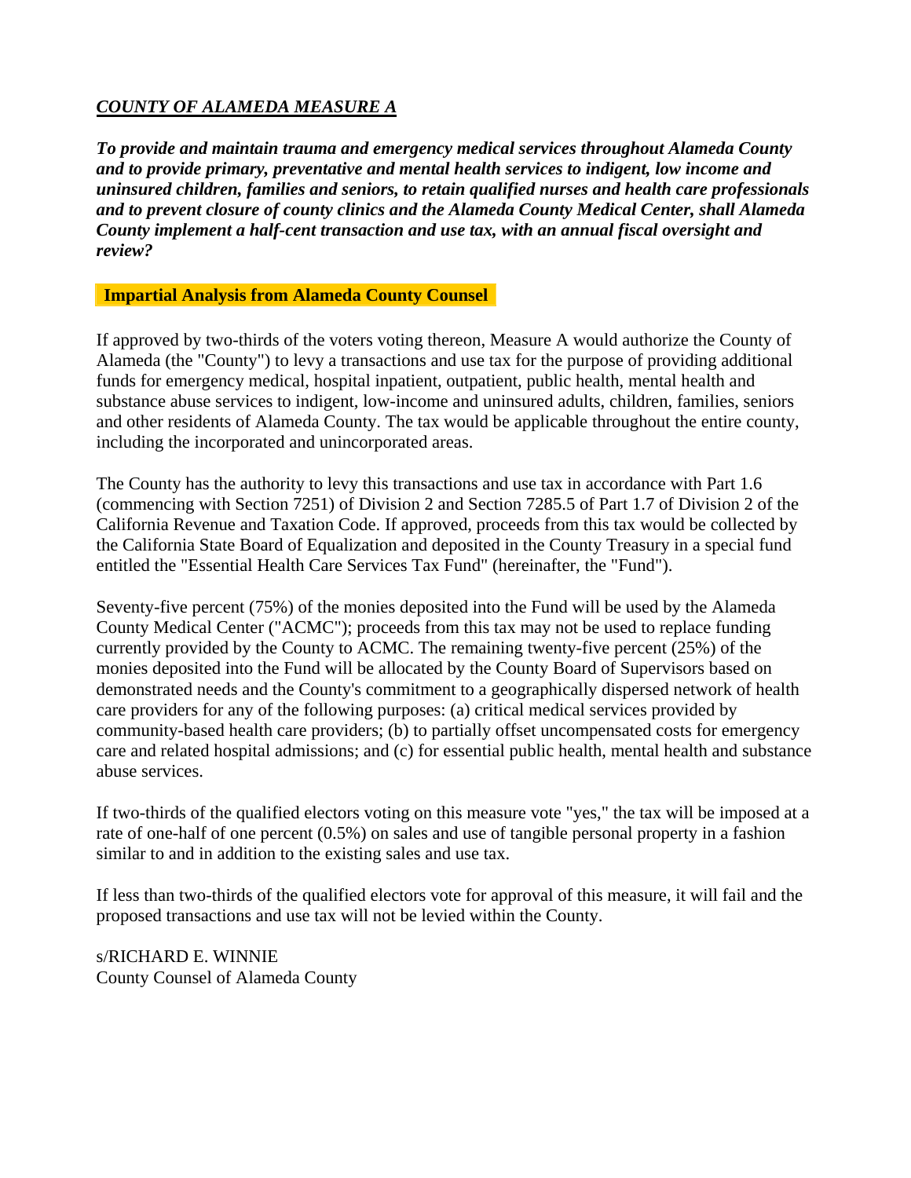***COUNTY OF ALAMEDA MEASURE A***

***To provide and maintain trauma and emergency medical services throughout Alameda County and to provide primary, preventative and mental health services to indigent, low income and uninsured children, families and seniors, to retain qualified nurses and health care professionals and to prevent closure of county clinics and the Alameda County Medical Center, shall Alameda County implement a half-cent transaction and use tax, with an annual fiscal oversight and review?***

**Impartial Analysis from Alameda County Counsel**

If approved by two-thirds of the voters voting thereon, Measure A would authorize the County of Alameda (the "County") to levy a transactions and use tax for the purpose of providing additional funds for emergency medical, hospital inpatient, outpatient, public health, mental health and substance abuse services to indigent, low-income and uninsured adults, children, families, seniors and other residents of Alameda County. The tax would be applicable throughout the entire county, including the incorporated and unincorporated areas.

The County has the authority to levy this transactions and use tax in accordance with Part 1.6 (commencing with Section 7251) of Division 2 and Section 7285.5 of Part 1.7 of Division 2 of the California Revenue and Taxation Code. If approved, proceeds from this tax would be collected by the California State Board of Equalization and deposited in the County Treasury in a special fund entitled the "Essential Health Care Services Tax Fund" (hereinafter, the "Fund").

Seventy-five percent (75%) of the monies deposited into the Fund will be used by the Alameda County Medical Center ("ACMC"); proceeds from this tax may not be used to replace funding currently provided by the County to ACMC. The remaining twenty-five percent (25%) of the monies deposited into the Fund will be allocated by the County Board of Supervisors based on demonstrated needs and the County's commitment to a geographically dispersed network of health care providers for any of the following purposes: (a) critical medical services provided by community-based health care providers; (b) to partially offset uncompensated costs for emergency care and related hospital admissions; and (c) for essential public health, mental health and substance abuse services.

If two-thirds of the qualified electors voting on this measure vote "yes," the tax will be imposed at a rate of one-half of one percent (0.5%) on sales and use of tangible personal property in a fashion similar to and in addition to the existing sales and use tax.

If less than two-thirds of the qualified electors vote for approval of this measure, it will fail and the proposed transactions and use tax will not be levied within the County.

s/RICHARD E. WINNIE
County Counsel of Alameda County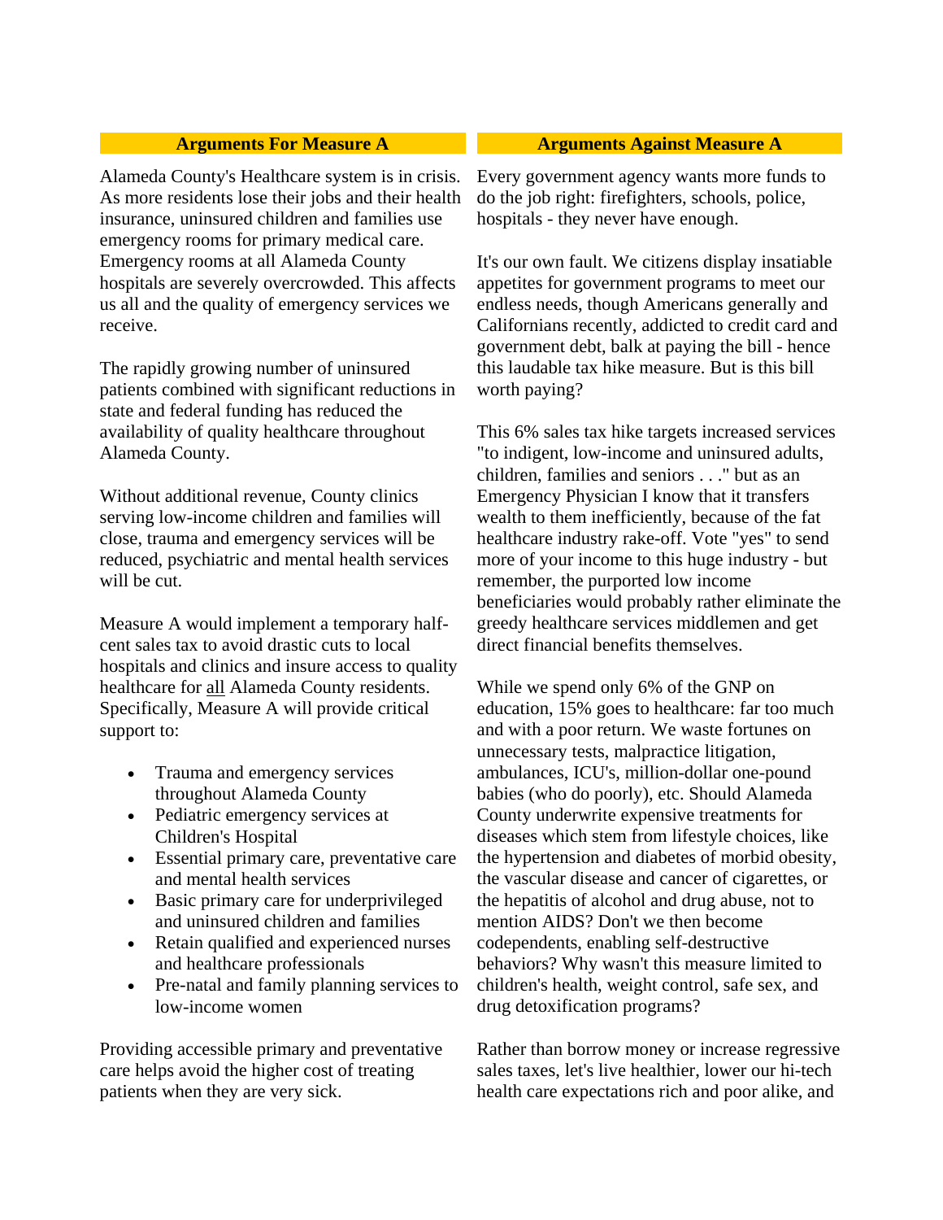### Arguments For Measure A

Alameda County's Healthcare system is in crisis. As more residents lose their jobs and their health insurance, uninsured children and families use emergency rooms for primary medical care. Emergency rooms at all Alameda County hospitals are severely overcrowded. This affects us all and the quality of emergency services we receive.

The rapidly growing number of uninsured patients combined with significant reductions in state and federal funding has reduced the availability of quality healthcare throughout Alameda County.

Without additional revenue, County clinics serving low-income children and families will close, trauma and emergency services will be reduced, psychiatric and mental health services will be cut.

Measure A would implement a temporary half-cent sales tax to avoid drastic cuts to local hospitals and clinics and insure access to quality healthcare for <u>all</u> Alameda County residents. Specifically, Measure A will provide critical support to:

- Trauma and emergency services throughout Alameda County
- Pediatric emergency services at Children's Hospital
- Essential primary care, preventative care and mental health services
- Basic primary care for underprivileged and uninsured children and families
- Retain qualified and experienced nurses and healthcare professionals
- Pre-natal and family planning services to low-income women

Providing accessible primary and preventative care helps avoid the higher cost of treating patients when they are very sick.

### Arguments Against Measure A

Every government agency wants more funds to do the job right: firefighters, schools, police, hospitals - they never have enough.

It's our own fault. We citizens display insatiable appetites for government programs to meet our endless needs, though Americans generally and Californians recently, addicted to credit card and government debt, balk at paying the bill - hence this laudable tax hike measure. But is this bill worth paying?

This 6% sales tax hike targets increased services "to indigent, low-income and uninsured adults, children, families and seniors . . ." but as an Emergency Physician I know that it transfers wealth to them inefficiently, because of the fat healthcare industry rake-off. Vote "yes" to send more of your income to this huge industry - but remember, the purported low income beneficiaries would probably rather eliminate the greedy healthcare services middlemen and get direct financial benefits themselves.

While we spend only 6% of the GNP on education, 15% goes to healthcare: far too much and with a poor return. We waste fortunes on unnecessary tests, malpractice litigation, ambulances, ICU's, million-dollar one-pound babies (who do poorly), etc. Should Alameda County underwrite expensive treatments for diseases which stem from lifestyle choices, like the hypertension and diabetes of morbid obesity, the vascular disease and cancer of cigarettes, or the hepatitis of alcohol and drug abuse, not to mention AIDS? Don't we then become codependents, enabling self-destructive behaviors? Why wasn't this measure limited to children's health, weight control, safe sex, and drug detoxification programs?

Rather than borrow money or increase regressive sales taxes, let's live healthier, lower our hi-tech health care expectations rich and poor alike, and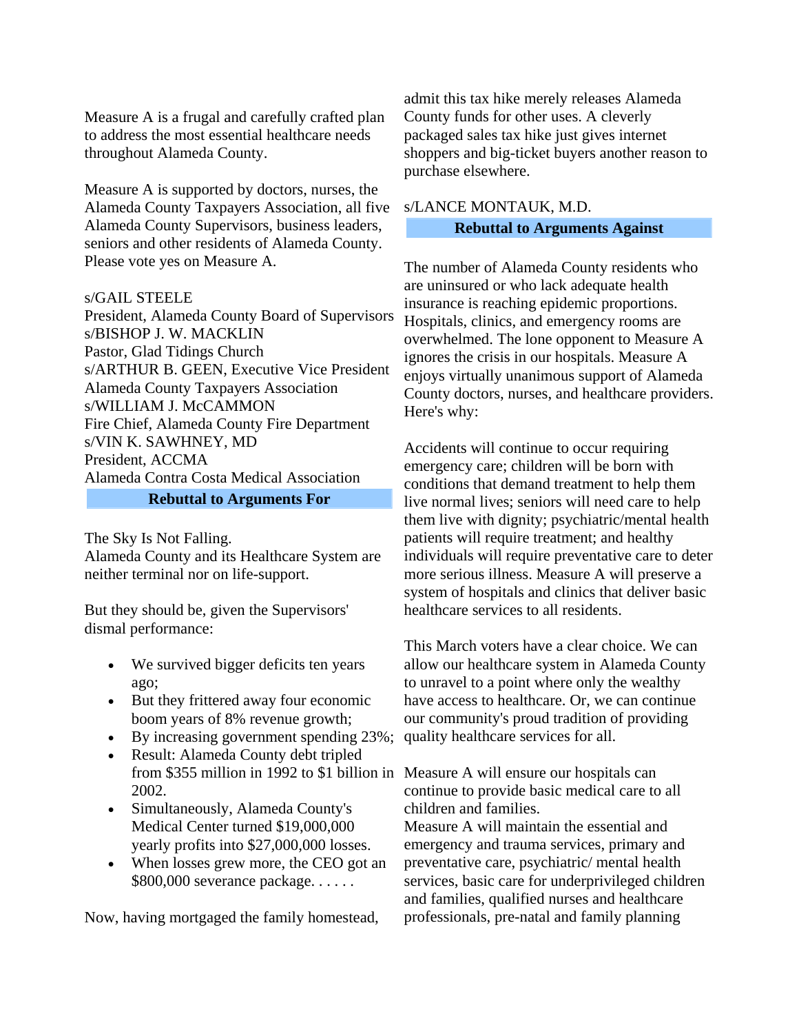Measure A is a frugal and carefully crafted plan to address the most essential healthcare needs throughout Alameda County.

Measure A is supported by doctors, nurses, the Alameda County Taxpayers Association, all five Alameda County Supervisors, business leaders, seniors and other residents of Alameda County. Please vote yes on Measure A.

s/GAIL STEELE
President, Alameda County Board of Supervisors
s/BISHOP J. W. MACKLIN
Pastor, Glad Tidings Church
s/ARTHUR B. GEEN, Executive Vice President
Alameda County Taxpayers Association
s/WILLIAM J. McCAMMON
Fire Chief, Alameda County Fire Department
s/VIN K. SAWHNEY, MD
President, ACCMA
Alameda Contra Costa Medical Association

## Rebuttal to Arguments For

The Sky Is Not Falling.
Alameda County and its Healthcare System are neither terminal nor on life-support.

But they should be, given the Supervisors' dismal performance:

- We survived bigger deficits ten years ago;
- But they frittered away four economic boom years of 8% revenue growth;
- By increasing government spending 23%;
- Result: Alameda County debt tripled from $355 million in 1992 to $1 billion in 2002.
- Simultaneously, Alameda County's Medical Center turned $19,000,000 yearly profits into $27,000,000 losses.
- When losses grew more, the CEO got an $800,000 severance package. . . . . .

Now, having mortgaged the family homestead, admit this tax hike merely releases Alameda County funds for other uses. A cleverly packaged sales tax hike just gives internet shoppers and big-ticket buyers another reason to purchase elsewhere.

s/LANCE MONTAUK, M.D.

## Rebuttal to Arguments Against

The number of Alameda County residents who are uninsured or who lack adequate health insurance is reaching epidemic proportions. Hospitals, clinics, and emergency rooms are overwhelmed. The lone opponent to Measure A ignores the crisis in our hospitals. Measure A enjoys virtually unanimous support of Alameda County doctors, nurses, and healthcare providers. Here's why:

Accidents will continue to occur requiring emergency care; children will be born with conditions that demand treatment to help them live normal lives; seniors will need care to help them live with dignity; psychiatric/mental health patients will require treatment; and healthy individuals will require preventative care to deter more serious illness. Measure A will preserve a system of hospitals and clinics that deliver basic healthcare services to all residents.

This March voters have a clear choice. We can allow our healthcare system in Alameda County to unravel to a point where only the wealthy have access to healthcare. Or, we can continue our community's proud tradition of providing quality healthcare services for all.

Measure A will ensure our hospitals can continue to provide basic medical care to all children and families.
Measure A will maintain the essential and emergency and trauma services, primary and preventative care, psychiatric/ mental health services, basic care for underprivileged children and families, qualified nurses and healthcare professionals, pre-natal and family planning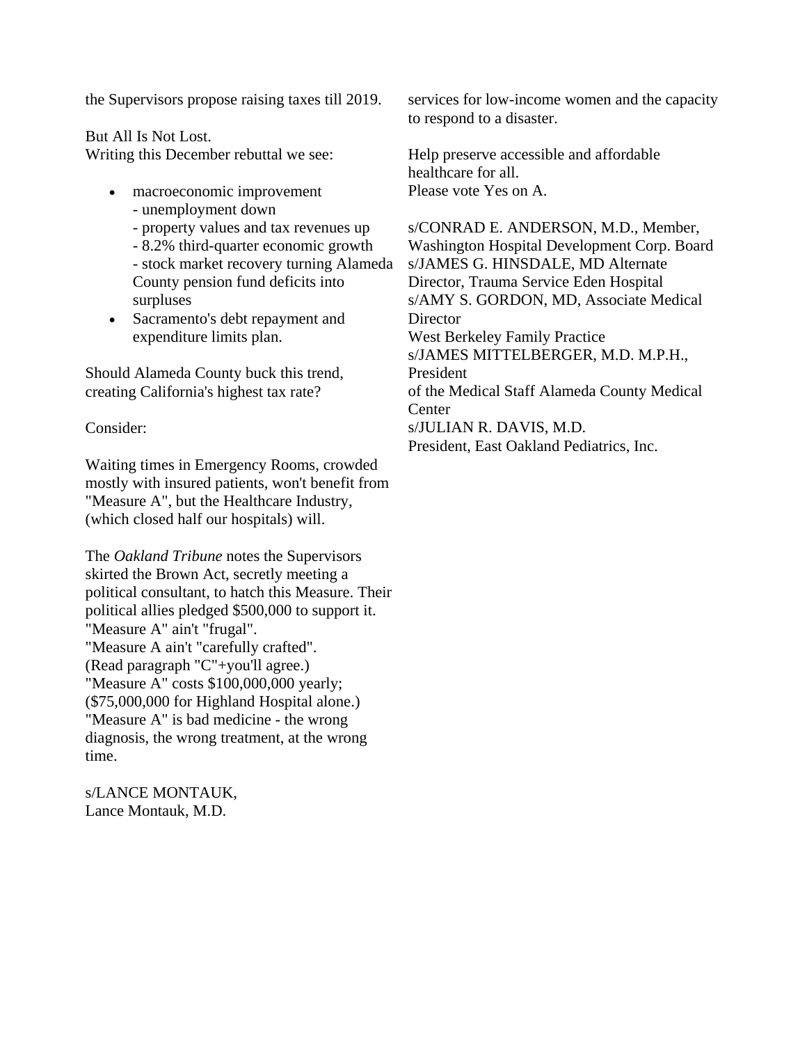the Supervisors propose raising taxes till 2019.

But All Is Not Lost.
Writing this December rebuttal we see:

- macroeconomic improvement
  - unemployment down
  - property values and tax revenues up
  - 8.2% third-quarter economic growth
  - stock market recovery turning Alameda County pension fund deficits into surpluses
- Sacramento's debt repayment and expenditure limits plan.

Should Alameda County buck this trend, creating California's highest tax rate?

Consider:

Waiting times in Emergency Rooms, crowded mostly with insured patients, won't benefit from "Measure A", but the Healthcare Industry, (which closed half our hospitals) will.

The *Oakland Tribune* notes the Supervisors skirted the Brown Act, secretly meeting a political consultant, to hatch this Measure. Their political allies pledged $500,000 to support it.
"Measure A" ain't "frugal".
"Measure A ain't "carefully crafted".
(Read paragraph "C"+you'll agree.)
"Measure A" costs $100,000,000 yearly;
($75,000,000 for Highland Hospital alone.)
"Measure A" is bad medicine - the wrong diagnosis, the wrong treatment, at the wrong time.

s/LANCE MONTAUK,
Lance Montauk, M.D.

services for low-income women and the capacity to respond to a disaster.

Help preserve accessible and affordable healthcare for all.
Please vote Yes on A.

s/CONRAD E. ANDERSON, M.D., Member, Washington Hospital Development Corp. Board
s/JAMES G. HINSDALE, MD Alternate Director, Trauma Service Eden Hospital
s/AMY S. GORDON, MD, Associate Medical Director
West Berkeley Family Practice
s/JAMES MITTELBERGER, M.D. M.P.H., President
of the Medical Staff Alameda County Medical Center
s/JULIAN R. DAVIS, M.D.
President, East Oakland Pediatrics, Inc.